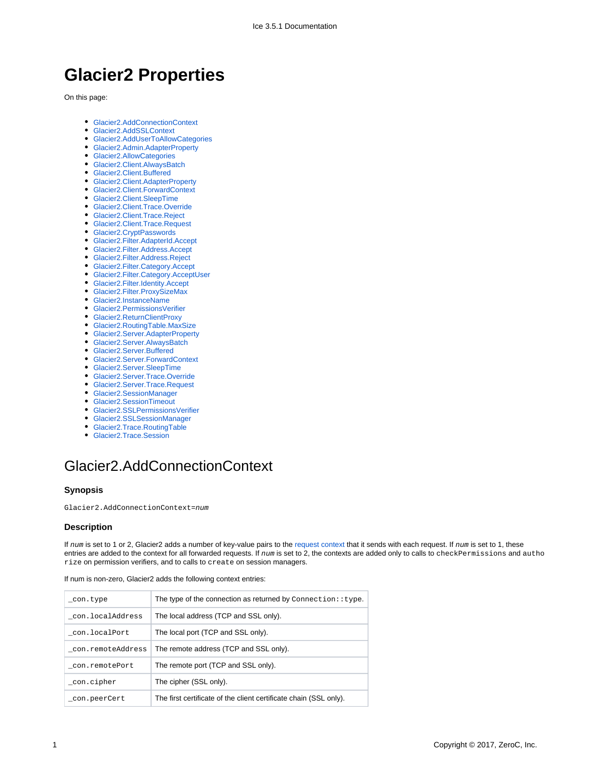# Glacier2 Properties

On this page:

- Glacier2.AddConnectionContext
- Glacier2.AddSSLContext
- Glacier2.AddUserToAllowCategories
- Glacier2.Admin.AdapterProperty
- Glacier2.AllowCategories
- Glacier2.Client.AlwaysBatch
- Glacier2.Client.Buffered
- Glacier2.Client.AdapterProperty
- Glacier2.Client.ForwardContext
- Glacier2.Client.SleepTime
- Glacier2.Client.Trace.Override
- Glacier2.Client.Trace.Reject
- Glacier2.Client.Trace.Request
- Glacier2.CryptPasswords
- Glacier2.Filter.AdapterId.Accept
- Glacier2.Filter.Address.Accept
- Glacier2.Filter.Address.Reject
- Glacier2.Filter.Category.Accept
- Glacier2.Filter.Category.AcceptUser
- Glacier2.Filter.Identity.Accept
- Glacier2.Filter.ProxySizeMax
- Glacier2.InstanceName
- Glacier2.PermissionsVerifier
- Glacier2.ReturnClientProxy
- Glacier2.RoutingTable.MaxSize
- Glacier2.Server.AdapterProperty
- Glacier2.Server.AlwaysBatch
- Glacier2.Server.Buffered
- Glacier2.Server.ForwardContext
- Glacier2.Server.SleepTime
- Glacier2.Server.Trace.Override
- Glacier2.Server.Trace.Request
- Glacier2.SessionManager
- Glacier2.SessionTimeout
- Glacier2.SSLPermissionsVerifier
- Glacier2.SSLSessionManager
- Glacier2.Trace.RoutingTable
- Glacier2.Trace.Session

## Glacier2.AddConnectionContext

### Synopsis

`Glacier2.AddConnectionContext=`*`num`*

### Description

If *`num`* is set to 1 or 2, Glacier2 adds a number of key-value pairs to the request context that it sends with each request. If *`num`* is set to 1, these entries are added to the context for all forwarded requests. If *`num`* is set to 2, the contexts are added only to calls to `checkPermissions` and `authorize` on permission verifiers, and to calls to `create` on session managers.

If num is non-zero, Glacier2 adds the following context entries:

| | |
|---|---|
| `_con.type` | The type of the connection as returned by `Connection::type`. |
| `_con.localAddress` | The local address (TCP and SSL only). |
| `_con.localPort` | The local port (TCP and SSL only). |
| `_con.remoteAddress` | The remote address (TCP and SSL only). |
| `_con.remotePort` | The remote port (TCP and SSL only). |
| `_con.cipher` | The cipher (SSL only). |
| `_con.peerCert` | The first certificate of the client certificate chain (SSL only). |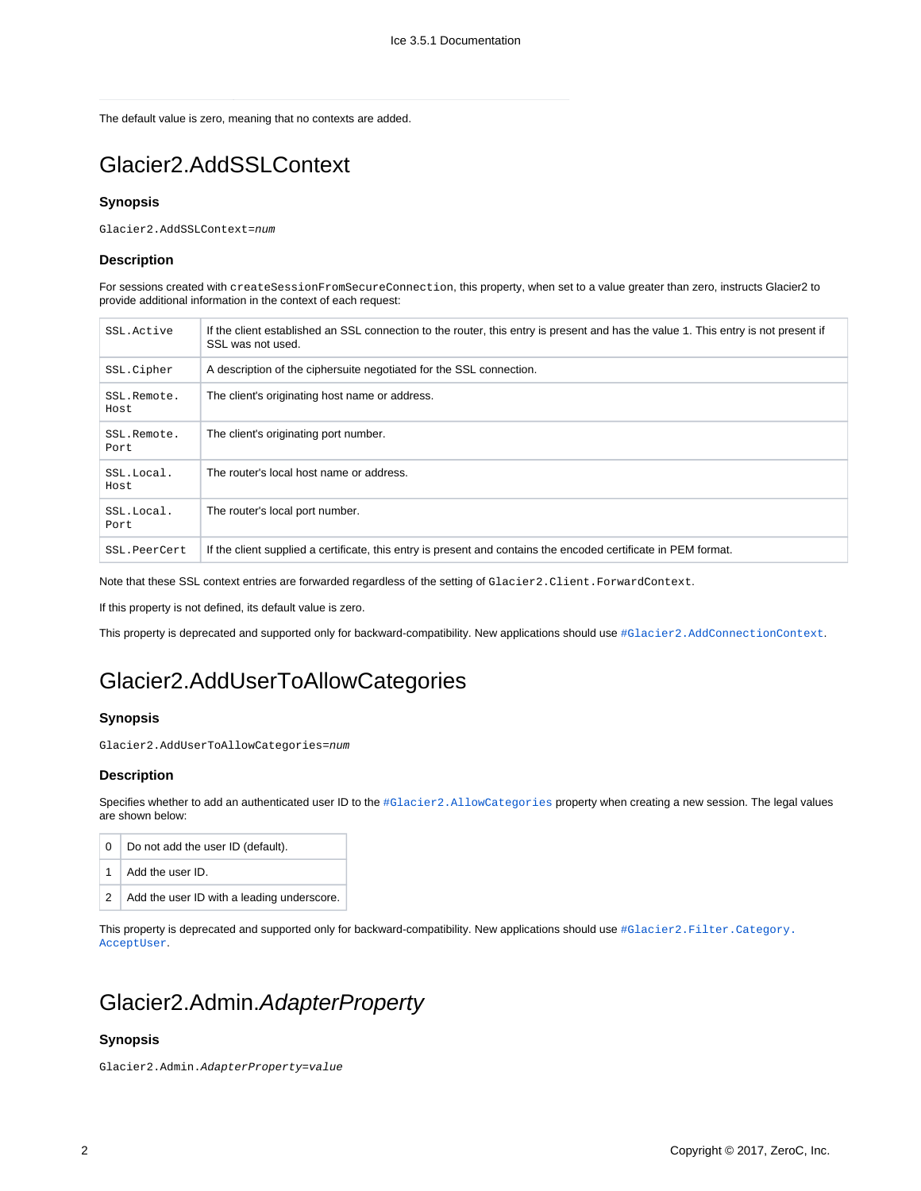The default value is zero, meaning that no contexts are added.

## Glacier2.AddSSLContext

### Synopsis

`Glacier2.AddSSLContext=`*`num`*

### Description

For sessions created with `createSessionFromSecureConnection`, this property, when set to a value greater than zero, instructs Glacier2 to provide additional information in the context of each request:

| | |
|---|---|
| `SSL.Active` | If the client established an SSL connection to the router, this entry is present and has the value `1`. This entry is not present if SSL was not used. |
| `SSL.Cipher` | A description of the ciphersuite negotiated for the SSL connection. |
| `SSL.Remote.Host` | The client's originating host name or address. |
| `SSL.Remote.Port` | The client's originating port number. |
| `SSL.Local.Host` | The router's local host name or address. |
| `SSL.Local.Port` | The router's local port number. |
| `SSL.PeerCert` | If the client supplied a certificate, this entry is present and contains the encoded certificate in PEM format. |

Note that these SSL context entries are forwarded regardless of the setting of `Glacier2.Client.ForwardContext`.

If this property is not defined, its default value is zero.

This property is deprecated and supported only for backward-compatibility. New applications should use `#Glacier2.AddConnectionContext`.

## Glacier2.AddUserToAllowCategories

### Synopsis

`Glacier2.AddUserToAllowCategories=`*`num`*

### Description

Specifies whether to add an authenticated user ID to the `#Glacier2.AllowCategories` property when creating a new session. The legal values are shown below:

| | |
|---|---|
| 0 | Do not add the user ID (default). |
| 1 | Add the user ID. |
| 2 | Add the user ID with a leading underscore. |

This property is deprecated and supported only for backward-compatibility. New applications should use `#Glacier2.Filter.Category.AcceptUser`.

## Glacier2.Admin.*AdapterProperty*

### Synopsis

`Glacier2.Admin.`*`AdapterProperty`*`=`*`value`*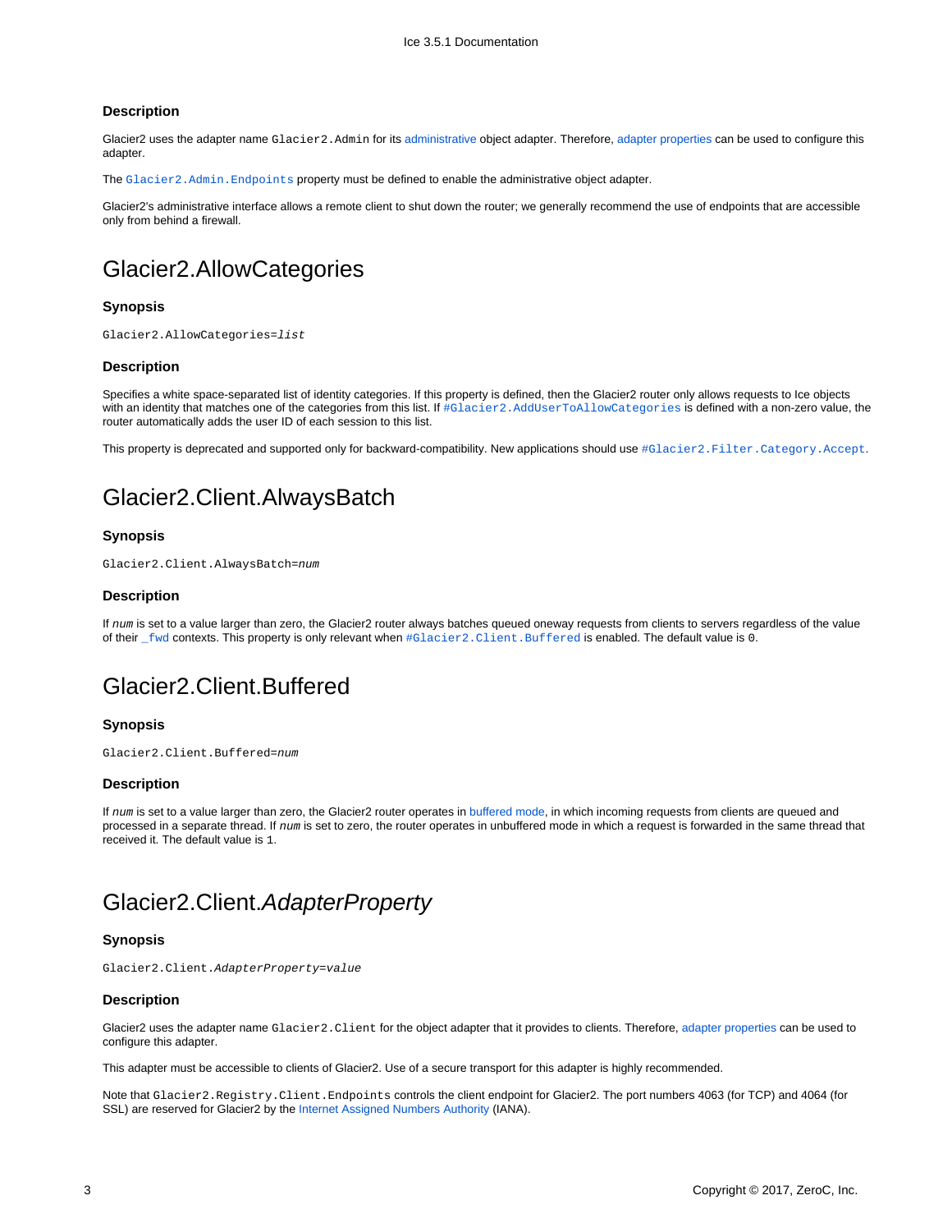### Description

Glacier2 uses the adapter name `Glacier2.Admin` for its administrative object adapter. Therefore, adapter properties can be used to configure this adapter.

The `Glacier2.Admin.Endpoints` property must be defined to enable the administrative object adapter.

Glacier2's administrative interface allows a remote client to shut down the router; we generally recommend the use of endpoints that are accessible only from behind a firewall.

## Glacier2.AllowCategories

### Synopsis

`Glacier2.AllowCategories=`*`list`*

### Description

Specifies a white space-separated list of identity categories. If this property is defined, then the Glacier2 router only allows requests to Ice objects with an identity that matches one of the categories from this list. If `#Glacier2.AddUserToAllowCategories` is defined with a non-zero value, the router automatically adds the user ID of each session to this list.

This property is deprecated and supported only for backward-compatibility. New applications should use `#Glacier2.Filter.Category.Accept`.

## Glacier2.Client.AlwaysBatch

### Synopsis

`Glacier2.Client.AlwaysBatch=`*`num`*

### Description

If *`num`* is set to a value larger than zero, the Glacier2 router always batches queued oneway requests from clients to servers regardless of the value of their `_fwd` contexts. This property is only relevant when `#Glacier2.Client.Buffered` is enabled. The default value is `0`.

## Glacier2.Client.Buffered

### Synopsis

`Glacier2.Client.Buffered=`*`num`*

### Description

If *`num`* is set to a value larger than zero, the Glacier2 router operates in buffered mode, in which incoming requests from clients are queued and processed in a separate thread. If *`num`* is set to zero, the router operates in unbuffered mode in which a request is forwarded in the same thread that received it. The default value is `1`.

## Glacier2.Client.*AdapterProperty*

### Synopsis

`Glacier2.Client.`*`AdapterProperty`*`=`*`value`*

### Description

Glacier2 uses the adapter name `Glacier2.Client` for the object adapter that it provides to clients. Therefore, adapter properties can be used to configure this adapter.

This adapter must be accessible to clients of Glacier2. Use of a secure transport for this adapter is highly recommended.

Note that `Glacier2.Registry.Client.Endpoints` controls the client endpoint for Glacier2. The port numbers 4063 (for TCP) and 4064 (for SSL) are reserved for Glacier2 by the Internet Assigned Numbers Authority (IANA).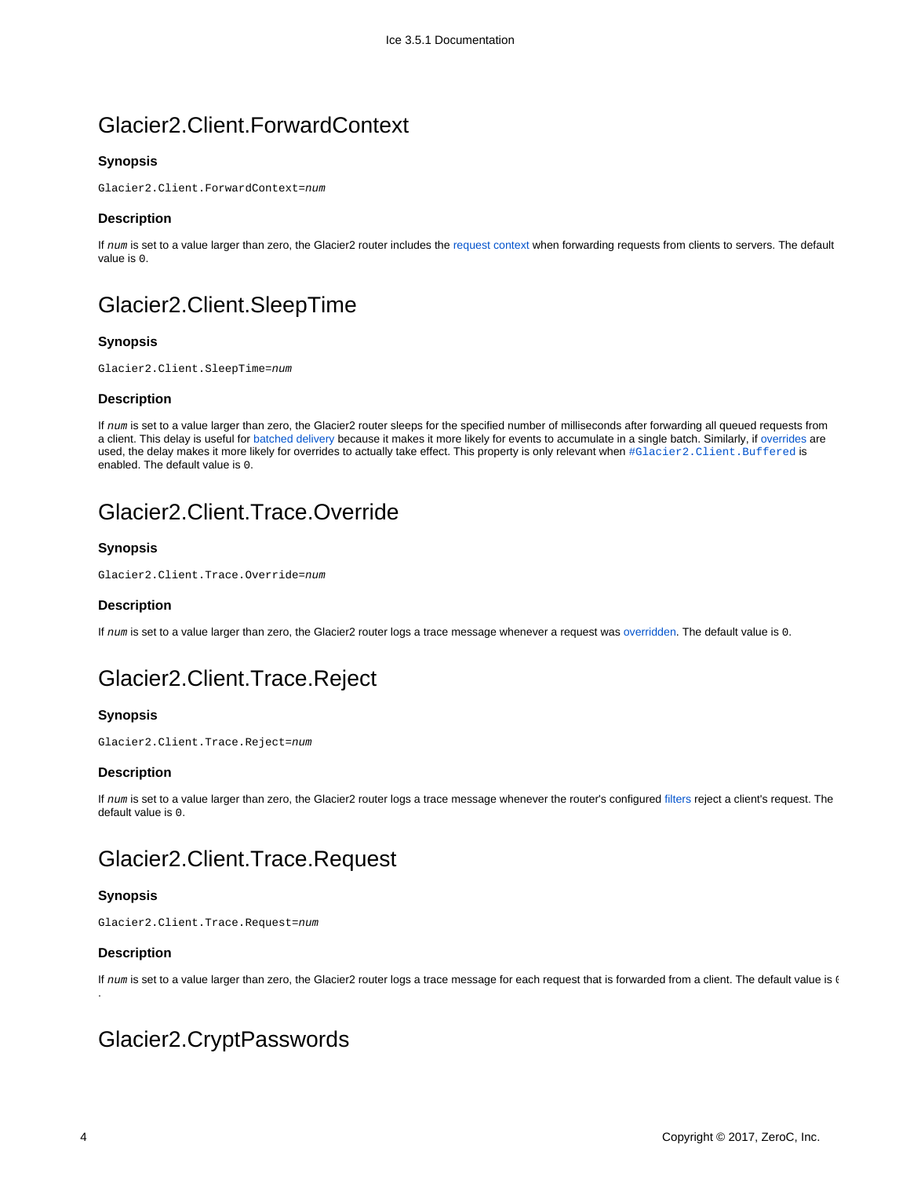## Glacier2.Client.ForwardContext

#### Synopsis

```
Glacier2.Client.ForwardContext=num
```

#### Description

If *num* is set to a value larger than zero, the Glacier2 router includes the request context when forwarding requests from clients to servers. The default value is `0`.

## Glacier2.Client.SleepTime

#### Synopsis

```
Glacier2.Client.SleepTime=num
```

#### Description

If *num* is set to a value larger than zero, the Glacier2 router sleeps for the specified number of milliseconds after forwarding all queued requests from a client. This delay is useful for batched delivery because it makes it more likely for events to accumulate in a single batch. Similarly, if overrides are used, the delay makes it more likely for overrides to actually take effect. This property is only relevant when `#Glacier2.Client.Buffered` is enabled. The default value is `0`.

## Glacier2.Client.Trace.Override

#### Synopsis

```
Glacier2.Client.Trace.Override=num
```

#### Description

If *num* is set to a value larger than zero, the Glacier2 router logs a trace message whenever a request was overridden. The default value is `0`.

## Glacier2.Client.Trace.Reject

#### Synopsis

```
Glacier2.Client.Trace.Reject=num
```

#### Description

If *num* is set to a value larger than zero, the Glacier2 router logs a trace message whenever the router's configured filters reject a client's request. The default value is `0`.

## Glacier2.Client.Trace.Request

#### Synopsis

```
Glacier2.Client.Trace.Request=num
```

#### Description

If *num* is set to a value larger than zero, the Glacier2 router logs a trace message for each request that is forwarded from a client. The default value is `0`.

## Glacier2.CryptPasswords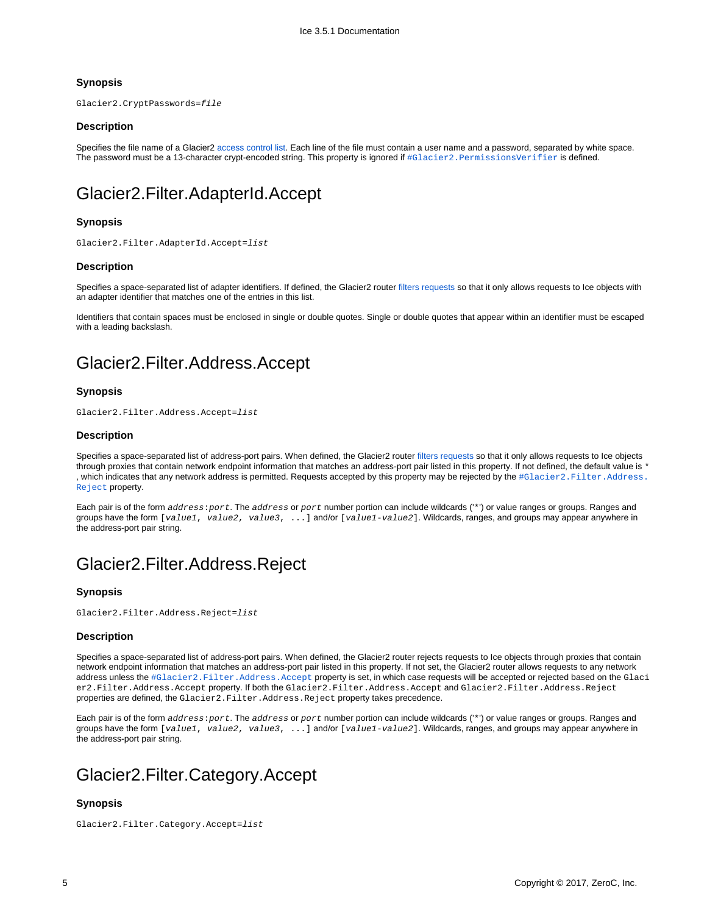### Synopsis

```
Glacier2.CryptPasswords=file
```

### Description

Specifies the file name of a Glacier2 access control list. Each line of the file must contain a user name and a password, separated by white space. The password must be a 13-character crypt-encoded string. This property is ignored if `#Glacier2.PermissionsVerifier` is defined.

# Glacier2.Filter.AdapterId.Accept

### Synopsis

```
Glacier2.Filter.AdapterId.Accept=list
```

### Description

Specifies a space-separated list of adapter identifiers. If defined, the Glacier2 router filters requests so that it only allows requests to Ice objects with an adapter identifier that matches one of the entries in this list.

Identifiers that contain spaces must be enclosed in single or double quotes. Single or double quotes that appear within an identifier must be escaped with a leading backslash.

# Glacier2.Filter.Address.Accept

### Synopsis

```
Glacier2.Filter.Address.Accept=list
```

### Description

Specifies a space-separated list of address-port pairs. When defined, the Glacier2 router filters requests so that it only allows requests to Ice objects through proxies that contain network endpoint information that matches an address-port pair listed in this property. If not defined, the default value is * , which indicates that any network address is permitted. Requests accepted by this property may be rejected by the `#Glacier2.Filter.Address.Reject` property.

Each pair is of the form `address:port`. The `address` or `port` number portion can include wildcards ('*') or value ranges or groups. Ranges and groups have the form `[value1, value2, value3, ...]` and/or `[value1-value2]`. Wildcards, ranges, and groups may appear anywhere in the address-port pair string.

# Glacier2.Filter.Address.Reject

### Synopsis

```
Glacier2.Filter.Address.Reject=list
```

### Description

Specifies a space-separated list of address-port pairs. When defined, the Glacier2 router rejects requests to Ice objects through proxies that contain network endpoint information that matches an address-port pair listed in this property. If not set, the Glacier2 router allows requests to any network address unless the `#Glacier2.Filter.Address.Accept` property is set, in which case requests will be accepted or rejected based on the `Glacier2.Filter.Address.Accept` property. If both the `Glacier2.Filter.Address.Accept` and `Glacier2.Filter.Address.Reject` properties are defined, the `Glacier2.Filter.Address.Reject` property takes precedence.

Each pair is of the form `address:port`. The `address` or `port` number portion can include wildcards ('*') or value ranges or groups. Ranges and groups have the form `[value1, value2, value3, ...]` and/or `[value1-value2]`. Wildcards, ranges, and groups may appear anywhere in the address-port pair string.

# Glacier2.Filter.Category.Accept

### Synopsis

```
Glacier2.Filter.Category.Accept=list
```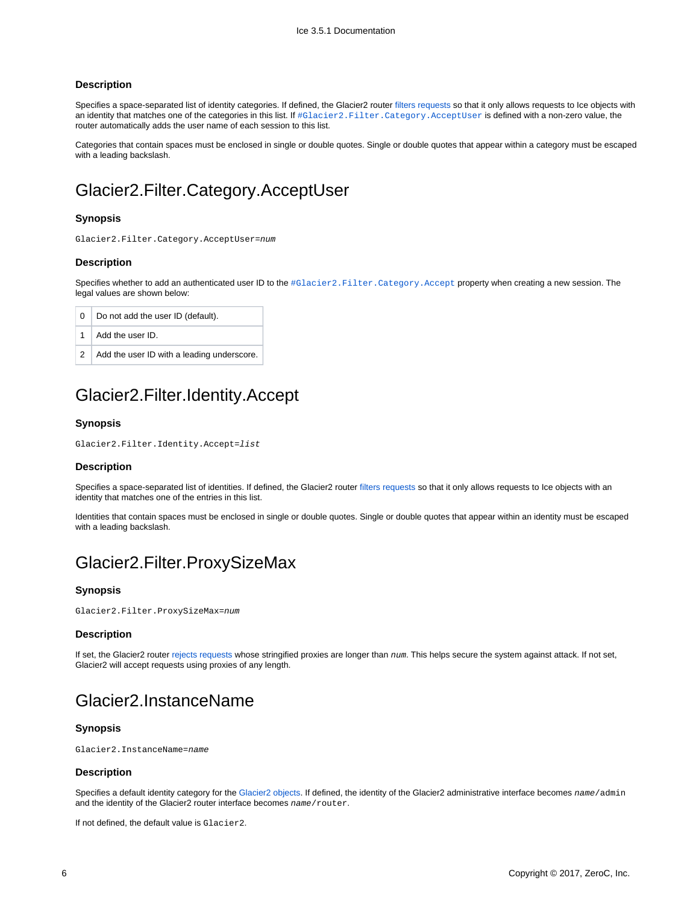### Description

Specifies a space-separated list of identity categories. If defined, the Glacier2 router filters requests so that it only allows requests to Ice objects with an identity that matches one of the categories in this list. If `#Glacier2.Filter.Category.AcceptUser` is defined with a non-zero value, the router automatically adds the user name of each session to this list.

Categories that contain spaces must be enclosed in single or double quotes. Single or double quotes that appear within a category must be escaped with a leading backslash.

## Glacier2.Filter.Category.AcceptUser

### Synopsis

`Glacier2.Filter.Category.AcceptUser=`*`num`*

### Description

Specifies whether to add an authenticated user ID to the `#Glacier2.Filter.Category.Accept` property when creating a new session. The legal values are shown below:

| | |
|---|---|
| 0 | Do not add the user ID (default). |
| 1 | Add the user ID. |
| 2 | Add the user ID with a leading underscore. |

## Glacier2.Filter.Identity.Accept

### Synopsis

`Glacier2.Filter.Identity.Accept=`*`list`*

### Description

Specifies a space-separated list of identities. If defined, the Glacier2 router filters requests so that it only allows requests to Ice objects with an identity that matches one of the entries in this list.

Identities that contain spaces must be enclosed in single or double quotes. Single or double quotes that appear within an identity must be escaped with a leading backslash.

## Glacier2.Filter.ProxySizeMax

### Synopsis

`Glacier2.Filter.ProxySizeMax=`*`num`*

### Description

If set, the Glacier2 router rejects requests whose stringified proxies are longer than *`num`*. This helps secure the system against attack. If not set, Glacier2 will accept requests using proxies of any length.

## Glacier2.InstanceName

### Synopsis

`Glacier2.InstanceName=`*`name`*

### Description

Specifies a default identity category for the Glacier2 objects. If defined, the identity of the Glacier2 administrative interface becomes *`name`*`/admin` and the identity of the Glacier2 router interface becomes *`name`*`/router`.

If not defined, the default value is `Glacier2`.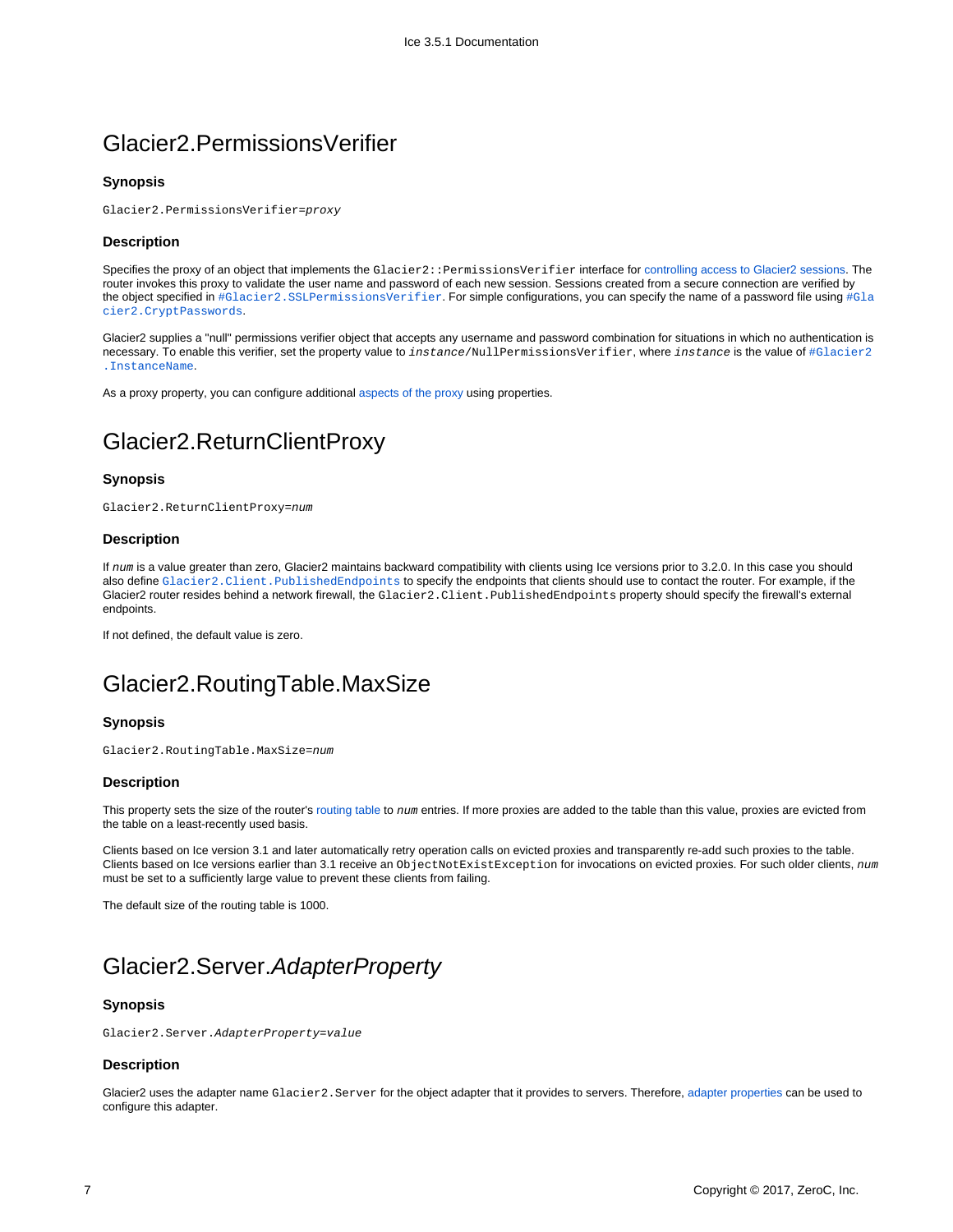# Glacier2.PermissionsVerifier

### Synopsis

```
Glacier2.PermissionsVerifier=proxy
```

### Description

Specifies the proxy of an object that implements the `Glacier2::PermissionsVerifier` interface for controlling access to Glacier2 sessions. The router invokes this proxy to validate the user name and password of each new session. Sessions created from a secure connection are verified by the object specified in `#Glacier2.SSLPermissionsVerifier`. For simple configurations, you can specify the name of a password file using `#Glacier2.CryptPasswords`.

Glacier2 supplies a "null" permissions verifier object that accepts any username and password combination for situations in which no authentication is necessary. To enable this verifier, set the property value to *instance*`/NullPermissionsVerifier`, where *instance* is the value of `#Glacier2.InstanceName`.

As a proxy property, you can configure additional aspects of the proxy using properties.

# Glacier2.ReturnClientProxy

### Synopsis

```
Glacier2.ReturnClientProxy=num
```

### Description

If *num* is a value greater than zero, Glacier2 maintains backward compatibility with clients using Ice versions prior to 3.2.0. In this case you should also define `Glacier2.Client.PublishedEndpoints` to specify the endpoints that clients should use to contact the router. For example, if the Glacier2 router resides behind a network firewall, the `Glacier2.Client.PublishedEndpoints` property should specify the firewall's external endpoints.

If not defined, the default value is zero.

# Glacier2.RoutingTable.MaxSize

### Synopsis

```
Glacier2.RoutingTable.MaxSize=num
```

### Description

This property sets the size of the router's routing table to *num* entries. If more proxies are added to the table than this value, proxies are evicted from the table on a least-recently used basis.

Clients based on Ice version 3.1 and later automatically retry operation calls on evicted proxies and transparently re-add such proxies to the table. Clients based on Ice versions earlier than 3.1 receive an `ObjectNotExistException` for invocations on evicted proxies. For such older clients, *num* must be set to a sufficiently large value to prevent these clients from failing.

The default size of the routing table is 1000.

# Glacier2.Server.*AdapterProperty*

### Synopsis

```
Glacier2.Server.AdapterProperty=value
```

### Description

Glacier2 uses the adapter name `Glacier2.Server` for the object adapter that it provides to servers. Therefore, adapter properties can be used to configure this adapter.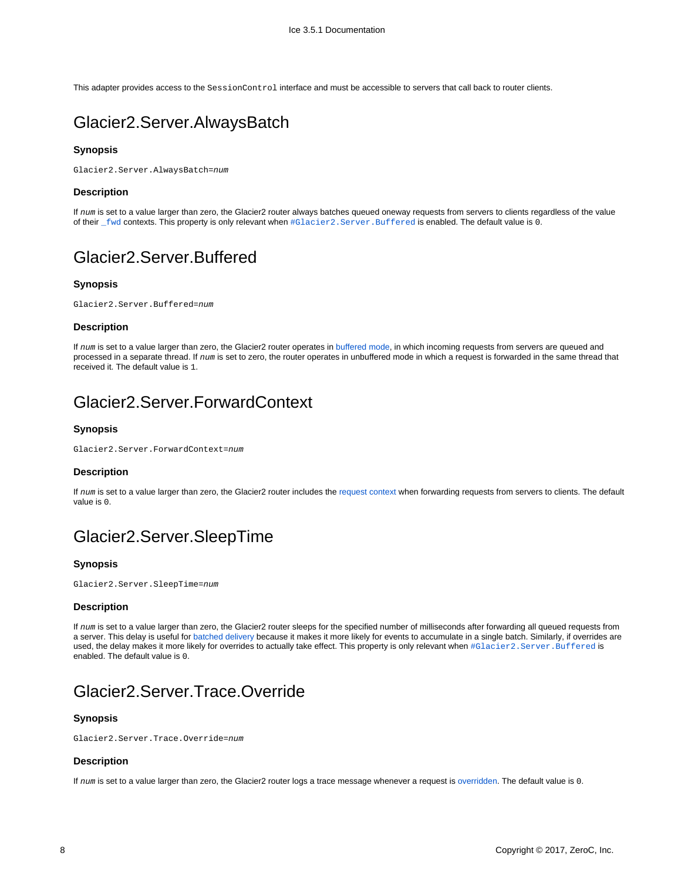This adapter provides access to the `SessionControl` interface and must be accessible to servers that call back to router clients.

## Glacier2.Server.AlwaysBatch

### Synopsis

`Glacier2.Server.AlwaysBatch=num`

### Description

If *num* is set to a value larger than zero, the Glacier2 router always batches queued oneway requests from servers to clients regardless of the value of their `_fwd` contexts. This property is only relevant when `#Glacier2.Server.Buffered` is enabled. The default value is `0`.

## Glacier2.Server.Buffered

### Synopsis

`Glacier2.Server.Buffered=num`

### Description

If *num* is set to a value larger than zero, the Glacier2 router operates in buffered mode, in which incoming requests from servers are queued and processed in a separate thread. If *num* is set to zero, the router operates in unbuffered mode in which a request is forwarded in the same thread that received it. The default value is `1`.

## Glacier2.Server.ForwardContext

### Synopsis

`Glacier2.Server.ForwardContext=num`

### Description

If *num* is set to a value larger than zero, the Glacier2 router includes the request context when forwarding requests from servers to clients. The default value is `0`.

## Glacier2.Server.SleepTime

### Synopsis

`Glacier2.Server.SleepTime=num`

### Description

If *num* is set to a value larger than zero, the Glacier2 router sleeps for the specified number of milliseconds after forwarding all queued requests from a server. This delay is useful for batched delivery because it makes it more likely for events to accumulate in a single batch. Similarly, if overrides are used, the delay makes it more likely for overrides to actually take effect. This property is only relevant when `#Glacier2.Server.Buffered` is enabled. The default value is `0`.

## Glacier2.Server.Trace.Override

### Synopsis

`Glacier2.Server.Trace.Override=num`

### Description

If *num* is set to a value larger than zero, the Glacier2 router logs a trace message whenever a request is overridden. The default value is `0`.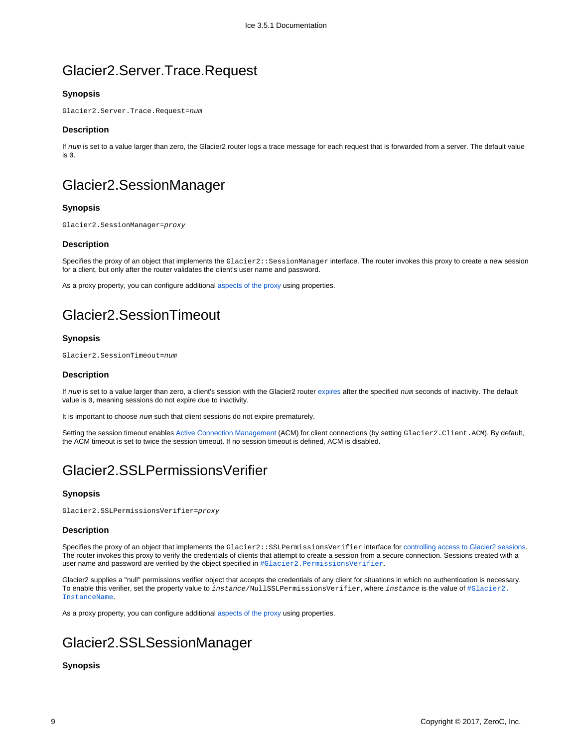# Glacier2.Server.Trace.Request

### Synopsis

```
Glacier2.Server.Trace.Request=num
```

### Description

If *num* is set to a value larger than zero, the Glacier2 router logs a trace message for each request that is forwarded from a server. The default value is `0`.

# Glacier2.SessionManager

### Synopsis

```
Glacier2.SessionManager=proxy
```

### Description

Specifies the proxy of an object that implements the `Glacier2::SessionManager` interface. The router invokes this proxy to create a new session for a client, but only after the router validates the client's user name and password.

As a proxy property, you can configure additional aspects of the proxy using properties.

# Glacier2.SessionTimeout

### Synopsis

```
Glacier2.SessionTimeout=num
```

### Description

If *num* is set to a value larger than zero, a client's session with the Glacier2 router expires after the specified *num* seconds of inactivity. The default value is `0`, meaning sessions do not expire due to inactivity.

It is important to choose *num* such that client sessions do not expire prematurely.

Setting the session timeout enables Active Connection Management (ACM) for client connections (by setting `Glacier2.Client.ACM`). By default, the ACM timeout is set to twice the session timeout. If no session timeout is defined, ACM is disabled.

# Glacier2.SSLPermissionsVerifier

### Synopsis

```
Glacier2.SSLPermissionsVerifier=proxy
```

### Description

Specifies the proxy of an object that implements the `Glacier2::SSLPermissionsVerifier` interface for controlling access to Glacier2 sessions. The router invokes this proxy to verify the credentials of clients that attempt to create a session from a secure connection. Sessions created with a user name and password are verified by the object specified in `#Glacier2.PermissionsVerifier`.

Glacier2 supplies a "null" permissions verifier object that accepts the credentials of any client for situations in which no authentication is necessary. To enable this verifier, set the property value to `instance/NullSSLPermissionsVerifier`, where *instance* is the value of `#Glacier2.InstanceName`.

As a proxy property, you can configure additional aspects of the proxy using properties.

# Glacier2.SSLSessionManager

### Synopsis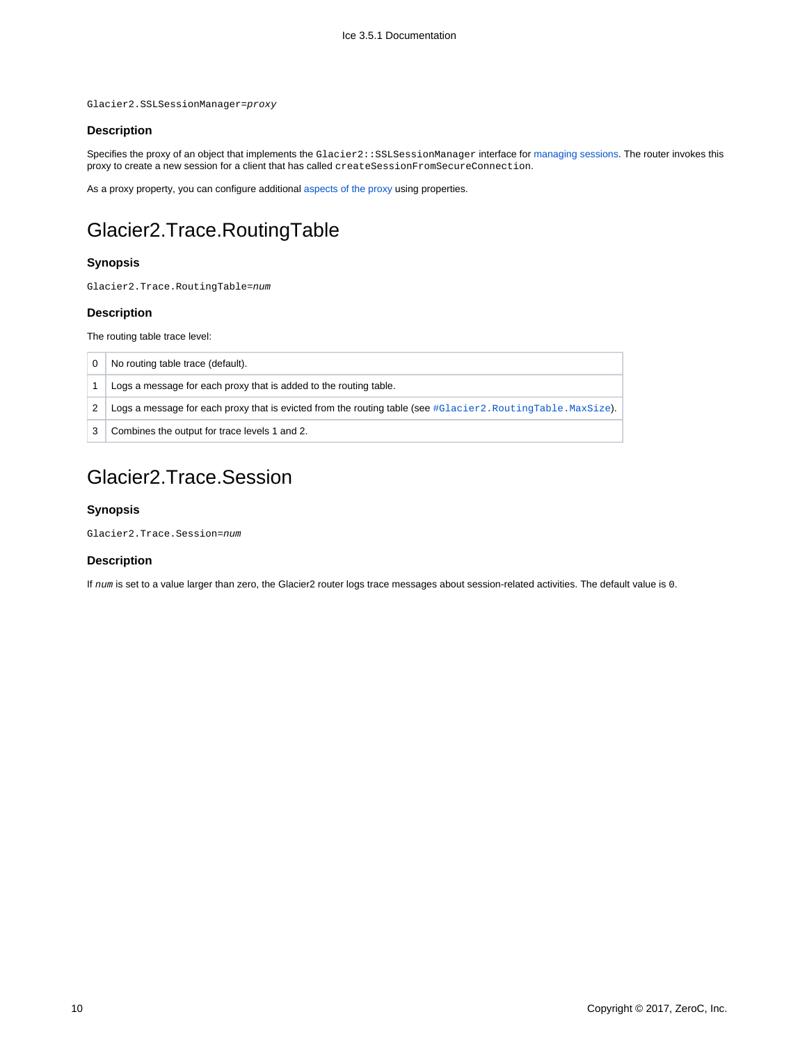```
Glacier2.SSLSessionManager=proxy
```

### Description

Specifies the proxy of an object that implements the `Glacier2::SSLSessionManager` interface for managing sessions. The router invokes this proxy to create a new session for a client that has called `createSessionFromSecureConnection`.

As a proxy property, you can configure additional aspects of the proxy using properties.

## Glacier2.Trace.RoutingTable

### Synopsis

```
Glacier2.Trace.RoutingTable=num
```

### Description

The routing table trace level:

| | |
|---|---|
| 0 | No routing table trace (default). |
| 1 | Logs a message for each proxy that is added to the routing table. |
| 2 | Logs a message for each proxy that is evicted from the routing table (see `#Glacier2.RoutingTable.MaxSize`). |
| 3 | Combines the output for trace levels 1 and 2. |

## Glacier2.Trace.Session

### Synopsis

```
Glacier2.Trace.Session=num
```

### Description

If *num* is set to a value larger than zero, the Glacier2 router logs trace messages about session-related activities. The default value is `0`.